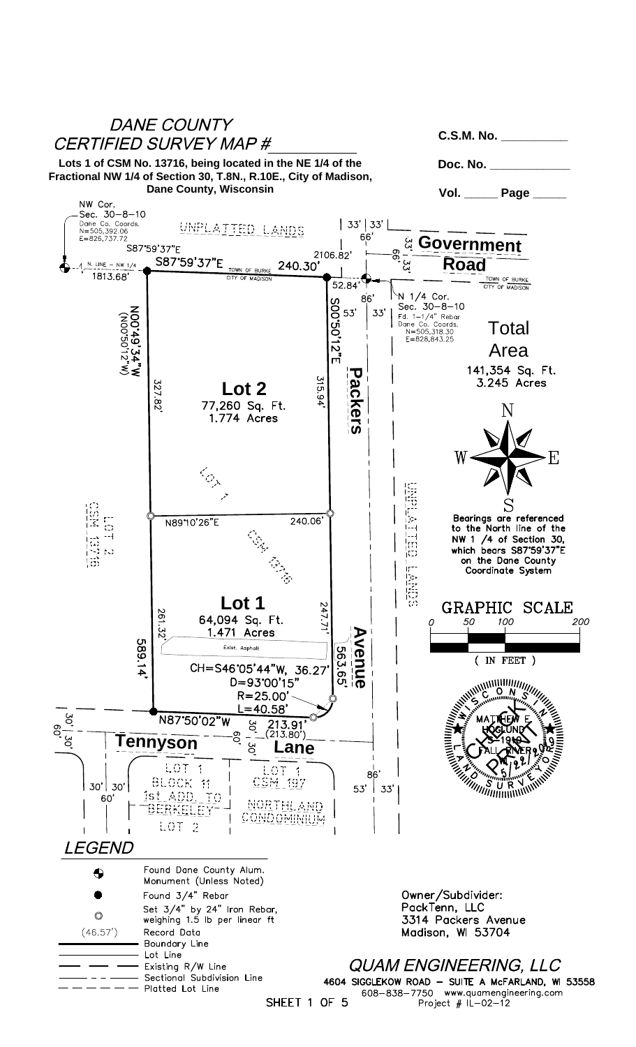# DANE COUNTY CERTIFIED SURVEY MAP #__________

**Lots 1 of CSM No. 13716, being located in the NE 1/4 of the Fractional NW 1/4 of Section 30, T.8N., R.10E., City of Madison, Dane County, Wisconsin**

**C.S.M. No. __________**

**Doc. No. ____________**

**Vol. _____ Page _____**

NW Cor. Sec. 30–8–10
Dane Co. Coords.
N=505,392.06
E=826,737.72

UNPLATTED LANDS

S87°59'37"E 2106.82'

N. LINE – NW 1/4 1813.68'

S87°59'37"E 240.30'

TOWN OF BURKE
CITY OF MADISON

33' | 33'
66'

**Government Road**

33' 66' 33'

52.84'

N 1/4 Cor. Sec. 30–8–10
Fd. 1-1/4" Rebar
Dane Co. Coords.
N=505,318.30
E=828,843.25

86'
53' 33'

N00°49'34"W (N00°50'12"W)

S00°50'12"E

327.82'

315.94'

**Packers**

**Lot 2**
77,260 Sq. Ft.
1.774 Acres

LOT 1

LOT 2 CSM 13716

N89°10'26"E 240.06'

CSM 13716

UNPLATTED LANDS

**Total Area**
141,354 Sq. Ft.
3.245 Acres

Bearings are referenced to the North line of the NW 1/4 of Section 30, which bears S87°59'37"E on the Dane County Coordinate System

**Lot 1**
64,094 Sq. Ft.
1.471 Acres

261.32'

247.71'

Exist. Asphalt

589.14'

**Avenue**

563.65'

CH=S46°05'44"W, 36.27'
D=93°00'15"
R=25.00'
L=40.58'

GRAPHIC SCALE
0 50 100 200
( IN FEET )

N87°50'02"W 213.91' (213.80')

30' 30' 60'

**Tennyson Lane**

60' 30' 30'

LOT 1
BLOCK 11
1st ADD. TO
BERKELEY
LOT 2

LOT 1
CSM 197
NORTHLAND
CONDOMINIUM

86'
53' 33'

30' 30'
60'

WISCONSIN LAND SURVEYOR
MATTHEW E. HOGLUND
S-1919
FALL RIVER, WI
5/22/2012
CHECK PRINT

## LEGEND

- Found Dane County Alum. Monument (Unless Noted)
- Found 3/4" Rebar
- Set 3/4" by 24" Iron Rebar, weighing 1.5 lb per linear ft
- (46.57') Record Data
- Boundary Line
- Lot Line
- Existing R/W Line
- Sectional Subdivision Line
- Platted Lot Line

Owner/Subdivider:
PackTenn, LLC
3314 Packers Avenue
Madison, WI 53704

*QUAM ENGINEERING, LLC*
4604 SIGGLEKOW ROAD – SUITE A McFARLAND, WI 53558
608-838-7750 www.quamengineering.com
Project # IL-02-12

SHEET 1 OF 5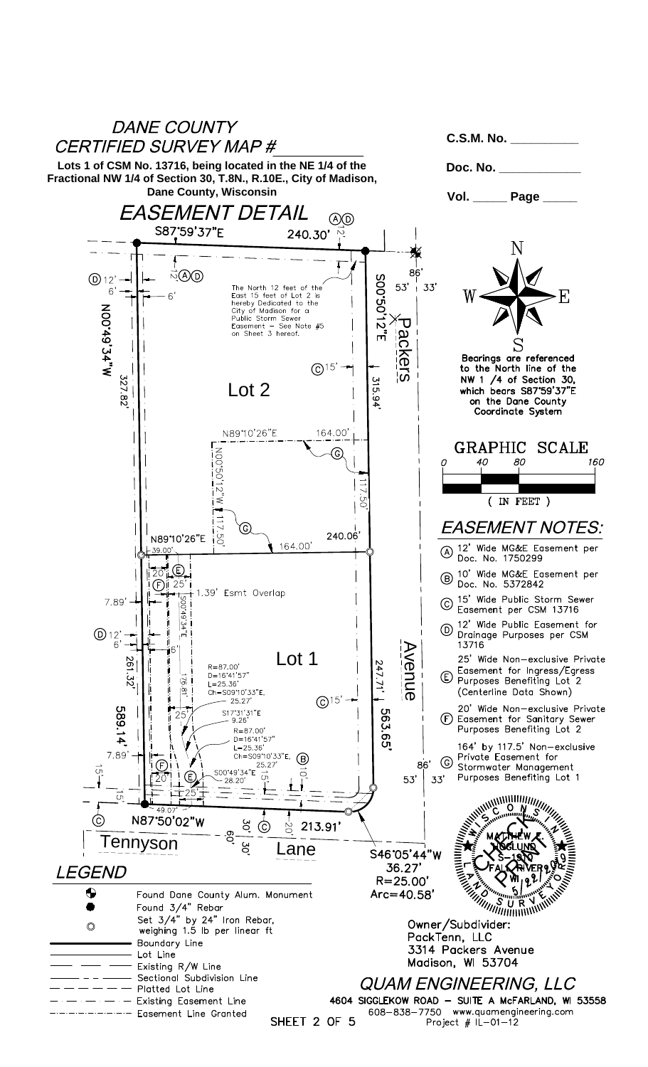# DANE COUNTY CERTIFIED SURVEY MAP #__________

**Lots 1 of CSM No. 13716, being located in the NE 1/4 of the Fractional NW 1/4 of Section 30, T.8N., R.10E., City of Madison, Dane County, Wisconsin**

**C.S.M. No. __________**

**Doc. No. ____________**

**Vol. _____ Page _____**

## EASEMENT DETAIL (A)(D)

S87°59'37"E 240.30'

12' (A)(D)

(D) 12'

6'

6'

N00°49'34"W 327.82'

The North 12 feet of the East 15 feet of Lot 2 is hereby Dedicated to the City of Madison for a Public Storm Sewer Easement – See Note #5 on Sheet 3 hereof.

S00°50'12"E 315.94'

86'

53' 33'

Packers

(C) 15'

Lot 2

N89°10'26"E 164.00'

(G)

N00°50'12"W 117.50'

117.50'

(G)

N89°10'26"E 164.00' 240.06'

39.00'

20' (E)

(F) 25'

1.39' Esmt Overlap

7.89'

S00°49'34"E 176.81'

(D) 12'

6'

6'

261.32'

589.14'

Lot 1

R=87.00'
D=16°41'57"
L=25.36'
Ch=S09°10'33"E, 25.27'

S17°31'31"E 9.26'

R=87.00'
D=16°41'57"
L=25.36'
Ch=S09°10'33"E, 25.27'

25'

(C) 15'

247.71'

563.65'

Avenue

(B) 10'

7.89'

15'

(F) 20'

(E) S00°49'34"E 28.20'

15'

25'

86'

53' 33'

15'

49.07'

(C) N87°50'02"W 30' (C) 20' 213.91'

60' 30'

Tennyson Lane

S46°05'44"W 36.27'
R=25.00'
Arc=40.58'

Bearings are referenced to the North line of the NW 1/4 of Section 30, which bears S87°59'37"E on the Dane County Coordinate System

GRAPHIC SCALE
0 40 80 160
( IN FEET )

## EASEMENT NOTES:

- (A) 12' Wide MG&E Easement per Doc. No. 1750299
- (B) 10' Wide MG&E Easement per Doc. No. 5372842
- (C) 15' Wide Public Storm Sewer Easement per CSM 13716
- (D) 12' Wide Public Easement for Drainage Purposes per CSM 13716
- (E) 25' Wide Non-exclusive Private Easement for Ingress/Egress Purposes Benefiting Lot 2 (Centerline Data Shown)
- (F) 20' Wide Non-exclusive Private Easement for Sanitary Sewer Purposes Benefiting Lot 2
- (G) 164' by 117.5' Non-exclusive Private Easement for Stormwater Management Purposes Benefiting Lot 1

WISCONSIN LAND SURVEYOR – MATTHEW E. HOGLUND S-1919 FALL RIVER, WI

## LEGEND

- Found Dane County Alum. Monument
- Found 3/4" Rebar
- Set 3/4" by 24" Iron Rebar, weighing 1.5 lb per linear ft
- Boundary Line
- Lot Line
- Existing R/W Line
- Sectional Subdivision Line
- Platted Lot Line
- Existing Easement Line
- Easement Line Granted

Owner/Subdivider:
PackTenn, LLC
3314 Packers Avenue
Madison, WI 53704

## QUAM ENGINEERING, LLC

4604 SIGGLEKOW ROAD – SUITE A McFARLAND, WI 53558
608–838–7750 www.quamengineering.com
Project # IL–01–12

SHEET 2 OF 5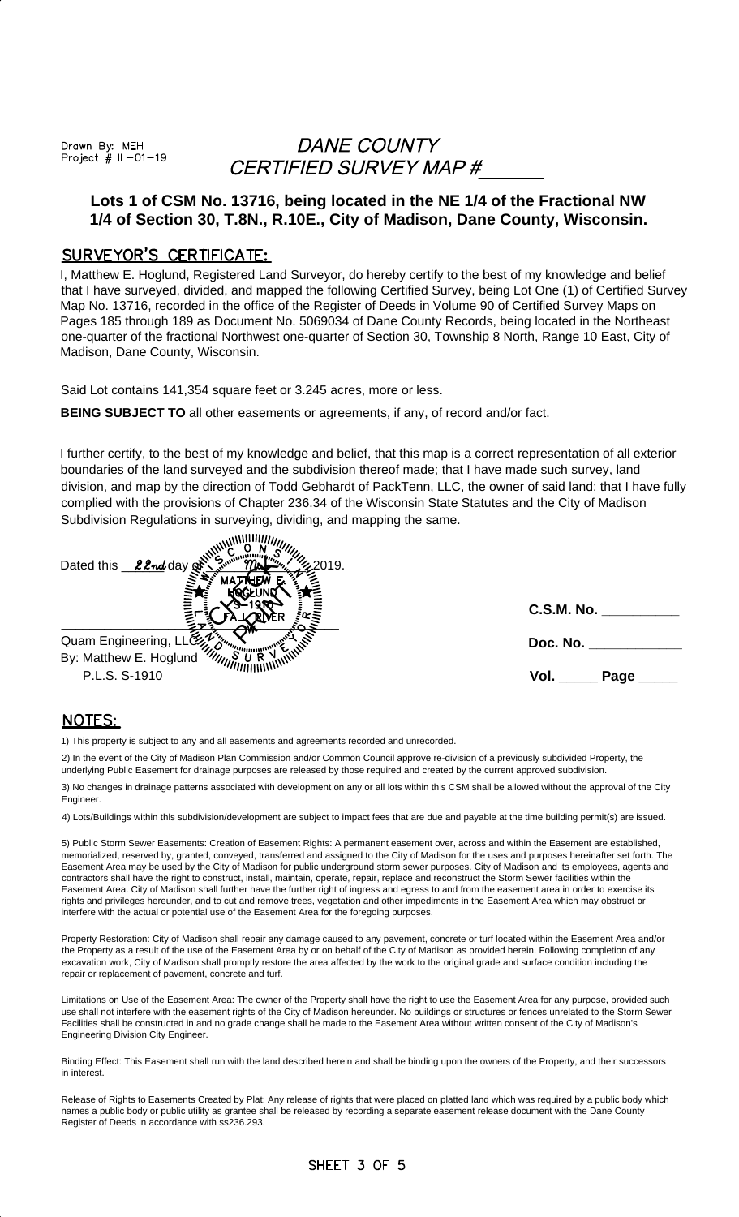Drawn By: MEH
Project # IL-01-19

# DANE COUNTY CERTIFIED SURVEY MAP #\_\_\_\_\_\_

**Lots 1 of CSM No. 13716, being located in the NE 1/4 of the Fractional NW 1/4 of Section 30, T.8N., R.10E., City of Madison, Dane County, Wisconsin.**

## SURVEYOR'S CERTIFICATE:

I, Matthew E. Hoglund, Registered Land Surveyor, do hereby certify to the best of my knowledge and belief that I have surveyed, divided, and mapped the following Certified Survey, being Lot One (1) of Certified Survey Map No. 13716, recorded in the office of the Register of Deeds in Volume 90 of Certified Survey Maps on Pages 185 through 189 as Document No. 5069034 of Dane County Records, being located in the Northeast one-quarter of the fractional Northwest one-quarter of Section 30, Township 8 North, Range 10 East, City of Madison, Dane County, Wisconsin.

Said Lot contains 141,354 square feet or 3.245 acres, more or less.

**BEING SUBJECT TO** all other easements or agreements, if any, of record and/or fact.

I further certify, to the best of my knowledge and belief, that this map is a correct representation of all exterior boundaries of the land surveyed and the subdivision thereof made; that I have made such survey, land division, and map by the direction of Todd Gebhardt of PackTenn, LLC, the owner of said land; that I have fully complied with the provisions of Chapter 236.34 of the Wisconsin State Statutes and the City of Madison Subdivision Regulations in surveying, dividing, and mapping the same.

Dated this 22nd day of May, 2019.

WISCONSIN MATTHEW E. HOGLUND S-1910 FALL RIVER WI LAND SURVEYOR

\_\_\_\_\_\_\_\_\_\_\_\_\_\_\_\_\_\_\_\_\_\_\_\_
Quam Engineering, LLC
By: Matthew E. Hoglund
P.L.S. S-1910

**C.S.M. No. \_\_\_\_\_\_\_\_\_\_**

**Doc. No. \_\_\_\_\_\_\_\_\_\_\_\_**

**Vol. \_\_\_\_\_ Page \_\_\_\_\_**

## NOTES:

1) This property is subject to any and all easements and agreements recorded and unrecorded.

2) In the event of the City of Madison Plan Commission and/or Common Council approve re-division of a previously subdivided Property, the underlying Public Easement for drainage purposes are released by those required and created by the current approved subdivision.

3) No changes in drainage patterns associated with development on any or all lots within this CSM shall be allowed without the approval of the City Engineer.

4) Lots/Buildings within this subdivision/development are subject to impact fees that are due and payable at the time building permit(s) are issued.

5) Public Storm Sewer Easements: Creation of Easement Rights: A permanent easement over, across and within the Easement are established, memorialized, reserved by, granted, conveyed, transferred and assigned to the City of Madison for the uses and purposes hereinafter set forth. The Easement Area may be used by the City of Madison for public underground storm sewer purposes. City of Madison and its employees, agents and contractors shall have the right to construct, install, maintain, operate, repair, replace and reconstruct the Storm Sewer facilities within the Easement Area. City of Madison shall further have the further right of ingress and egress to and from the easement area in order to exercise its rights and privileges hereunder, and to cut and remove trees, vegetation and other impediments in the Easement Area which may obstruct or interfere with the actual or potential use of the Easement Area for the foregoing purposes.

Property Restoration: City of Madison shall repair any damage caused to any pavement, concrete or turf located within the Easement Area and/or the Property as a result of the use of the Easement Area by or on behalf of the City of Madison as provided herein. Following completion of any excavation work, City of Madison shall promptly restore the area affected by the work to the original grade and surface condition including the repair or replacement of pavement, concrete and turf.

Limitations on Use of the Easement Area: The owner of the Property shall have the right to use the Easement Area for any purpose, provided such use shall not interfere with the easement rights of the City of Madison hereunder. No buildings or structures or fences unrelated to the Storm Sewer Facilities shall be constructed in and no grade change shall be made to the Easement Area without written consent of the City of Madison's Engineering Division City Engineer.

Binding Effect: This Easement shall run with the land described herein and shall be binding upon the owners of the Property, and their successors in interest.

Release of Rights to Easements Created by Plat: Any release of rights that were placed on platted land which was required by a public body which names a public body or public utility as grantee shall be released by recording a separate easement release document with the Dane County Register of Deeds in accordance with ss236.293.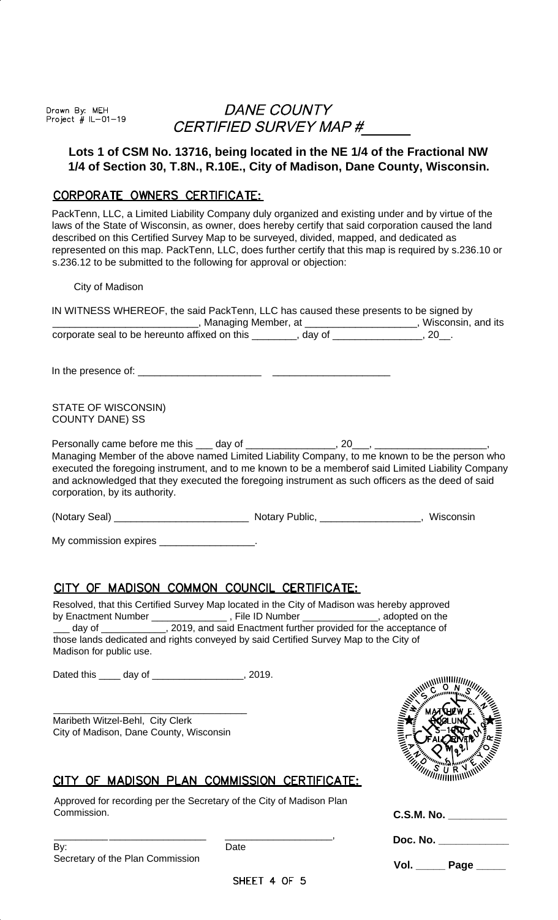Drawn By: MEH
Project # IL-01-19

# DANE COUNTY
# CERTIFIED SURVEY MAP #\_\_\_\_\_\_

**Lots 1 of CSM No. 13716, being located in the NE 1/4 of the Fractional NW 1/4 of Section 30, T.8N., R.10E., City of Madison, Dane County, Wisconsin.**

## CORPORATE OWNERS CERTIFICATE:

PackTenn, LLC, a Limited Liability Company duly organized and existing under and by virtue of the laws of the State of Wisconsin, as owner, does hereby certify that said corporation caused the land described on this Certified Survey Map to be surveyed, divided, mapped, and dedicated as represented on this map. PackTenn, LLC, does further certify that this map is required by s.236.10 or s.236.12 to be submitted to the following for approval or objection:

City of Madison

IN WITNESS WHEREOF, the said PackTenn, LLC has caused these presents to be signed by \_\_\_\_\_\_\_\_\_\_\_\_\_\_\_\_\_\_\_\_\_\_\_\_\_\_, Managing Member, at \_\_\_\_\_\_\_\_\_\_\_\_\_\_\_\_\_\_\_\_, Wisconsin, and its corporate seal to be hereunto affixed on this \_\_\_\_\_\_\_\_, day of \_\_\_\_\_\_\_\_\_\_\_\_\_\_\_\_, 20\_\_.

In the presence of: \_\_\_\_\_\_\_\_\_\_\_\_\_\_\_\_\_\_\_\_\_\_ \_\_\_\_\_\_\_\_\_\_\_\_\_\_\_\_\_\_\_\_\_

STATE OF WISCONSIN)
COUNTY DANE) SS

Personally came before me this \_\_\_ day of \_\_\_\_\_\_\_\_\_\_\_\_\_\_\_\_, 20\_\_\_, \_\_\_\_\_\_\_\_\_\_\_\_\_\_\_\_\_\_\_\_, Managing Member of the above named Limited Liability Company, to me known to be the person who executed the foregoing instrument, and to me known to be a memberof said Limited Liability Company and acknowledged that they executed the foregoing instrument as such officers as the deed of said corporation, by its authority.

(Notary Seal) \_\_\_\_\_\_\_\_\_\_\_\_\_\_\_\_\_\_\_\_\_\_\_\_ Notary Public, \_\_\_\_\_\_\_\_\_\_\_\_\_\_\_\_\_\_, Wisconsin

My commission expires \_\_\_\_\_\_\_\_\_\_\_\_\_\_\_\_\_.

## CITY OF MADISON COMMON COUNCIL CERTIFICATE:

Resolved, that this Certified Survey Map located in the City of Madison was hereby approved by Enactment Number \_\_\_\_\_\_\_\_\_\_\_\_\_\_ , File ID Number \_\_\_\_\_\_\_\_\_\_\_\_\_\_, adopted on the \_\_\_ day of \_\_\_\_\_\_\_\_\_\_\_\_, 2019, and said Enactment further provided for the acceptance of those lands dedicated and rights conveyed by said Certified Survey Map to the City of Madison for public use.

Dated this \_\_\_\_ day of \_\_\_\_\_\_\_\_\_\_\_\_\_\_\_\_\_, 2019.

\_\_\_\_\_\_\_\_\_\_\_\_\_\_\_\_\_\_\_\_\_\_\_\_\_\_\_\_\_\_\_\_\_\_\_\_\_
Maribeth Witzel-Behl, City Clerk
City of Madison, Dane County, Wisconsin

WISCONSIN LAND SURVEYOR MATTHEW E. HOGLUND S-1910 FALL RIVER WI — CHECK PRINT

## CITY OF MADISON PLAN COMMISSION CERTIFICATE:

Approved for recording per the Secretary of the City of Madison Plan Commission.

\_\_\_\_\_\_\_\_\_\_\_\_\_\_\_\_\_\_\_\_\_\_\_\_\_\_\_\_ \_\_\_\_\_\_\_\_\_\_\_\_\_\_\_\_\_\_\_\_,
By: Date
Secretary of the Plan Commission

**C.S.M. No. \_\_\_\_\_\_\_\_\_\_**

**Doc. No. \_\_\_\_\_\_\_\_\_\_\_\_**

**Vol. \_\_\_\_\_ Page \_\_\_\_\_**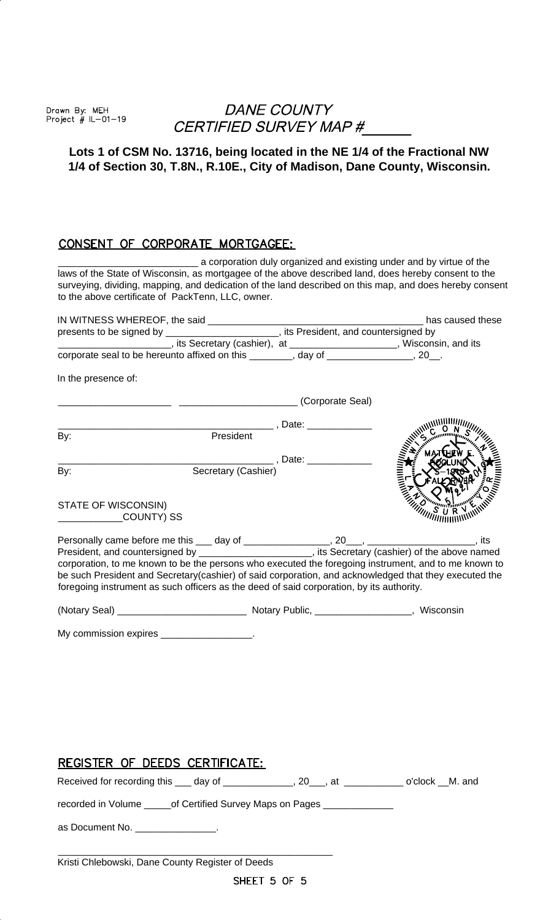Drawn By: MEH
Project # IL-01-19

# DANE COUNTY
# CERTIFIED SURVEY MAP #_____

**Lots 1 of CSM No. 13716, being located in the NE 1/4 of the Fractional NW 1/4 of Section 30, T.8N., R.10E., City of Madison, Dane County, Wisconsin.**

## CONSENT OF CORPORATE MORTGAGEE:

_________________________ a corporation duly organized and existing under and by virtue of the laws of the State of Wisconsin, as mortgagee of the above described land, does hereby consent to the surveying, dividing, mapping, and dedication of the land described on this map, and does hereby consent to the above certificate of PackTenn, LLC, owner.

IN WITNESS WHEREOF, the said ________________________________________ has caused these presents to be signed by _____________________, its President, and countersigned by ____________________, its Secretary (cashier), at ____________________, Wisconsin, and its corporate seal to be hereunto affixed on this ________, day of ________________, 20__.

In the presence of:

____________________ _____________________ (Corporate Seal)

________________________________________ , Date: ____________
By: President

________________________________________ , Date: ____________
By: Secretary (Cashier)

WISCONSIN MATTHEW E. HOGLUND S-1980 FALL RIVER WI LAND SURVEYOR CHECK PRINT

STATE OF WISCONSIN)
___________COUNTY) SS

Personally came before me this ___ day of _______________, 20___, ___________________, its President, and countersigned by _____________________, its Secretary (cashier) of the above named corporation, to me known to be the persons who executed the foregoing instrument, and to me known to be such President and Secretary(cashier) of said corporation, and acknowledged that they executed the foregoing instrument as such officers as the deed of said corporation, by its authority.

(Notary Seal) _______________________ Notary Public, _________________, Wisconsin

My commission expires ________________.

## REGISTER OF DEEDS CERTIFICATE:

Received for recording this ___ day of ____________, 20___, at __________ o'clock __M. and

recorded in Volume _____of Certified Survey Maps on Pages ____________

as Document No. _______________.

________________________________________________
Kristi Chlebowski, Dane County Register of Deeds

SHEET 5 OF 5